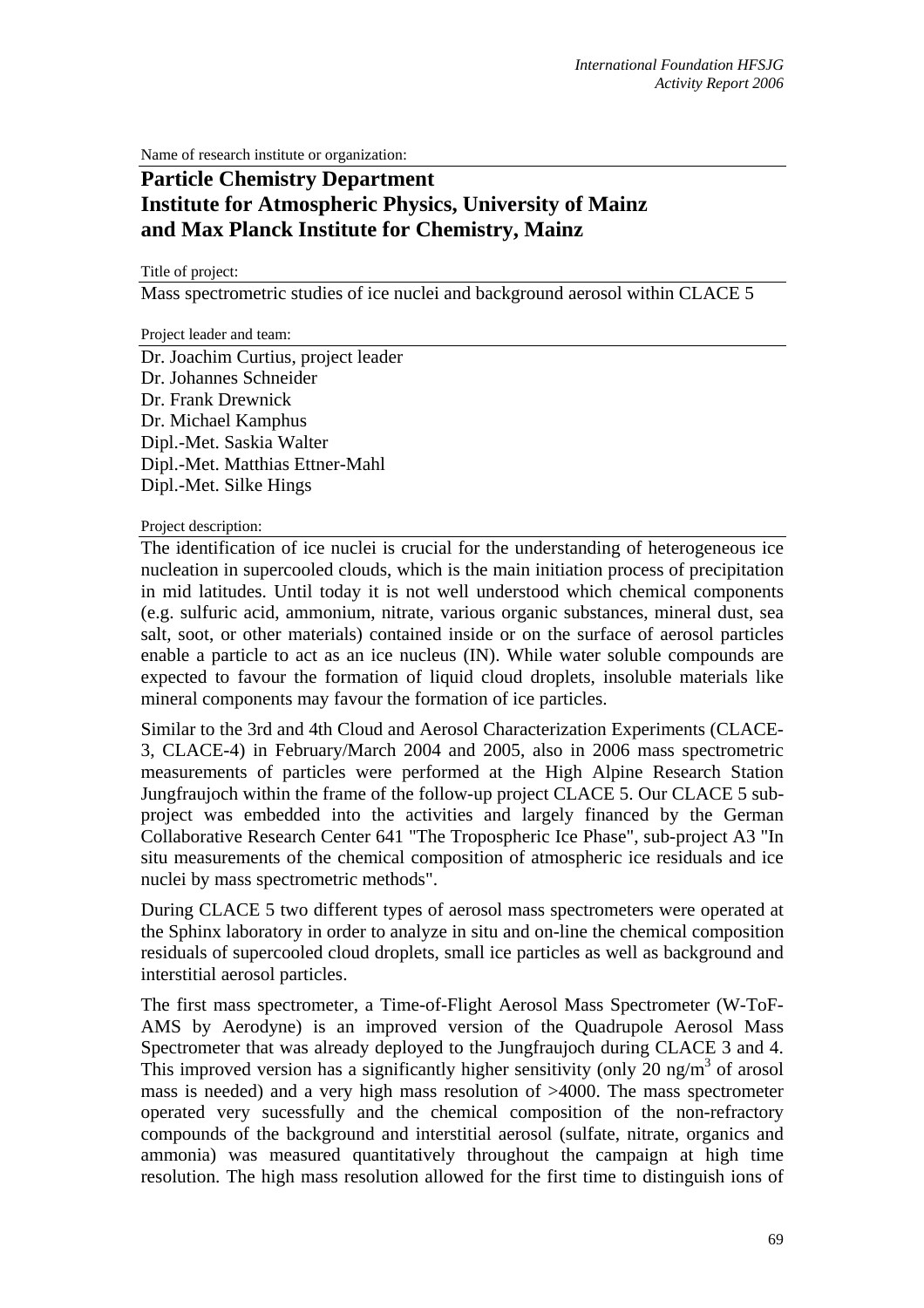Name of research institute or organization:

# Particle Chemistry Department
# Institute for Atmospheric Physics, University of Mainz and Max Planck Institute for Chemistry, Mainz

Title of project:

Mass spectrometric studies of ice nuclei and background aerosol within CLACE 5

Project leader and team:

Dr. Joachim Curtius, project leader
Dr. Johannes Schneider
Dr. Frank Drewnick
Dr. Michael Kamphus
Dipl.-Met. Saskia Walter
Dipl.-Met. Matthias Ettner-Mahl
Dipl.-Met. Silke Hings

Project description:

The identification of ice nuclei is crucial for the understanding of heterogeneous ice nucleation in supercooled clouds, which is the main initiation process of precipitation in mid latitudes. Until today it is not well understood which chemical components (e.g. sulfuric acid, ammonium, nitrate, various organic substances, mineral dust, sea salt, soot, or other materials) contained inside or on the surface of aerosol particles enable a particle to act as an ice nucleus (IN). While water soluble compounds are expected to favour the formation of liquid cloud droplets, insoluble materials like mineral components may favour the formation of ice particles.

Similar to the 3rd and 4th Cloud and Aerosol Characterization Experiments (CLACE-3, CLACE-4) in February/March 2004 and 2005, also in 2006 mass spectrometric measurements of particles were performed at the High Alpine Research Station Jungfraujoch within the frame of the follow-up project CLACE 5. Our CLACE 5 sub-project was embedded into the activities and largely financed by the German Collaborative Research Center 641 "The Tropospheric Ice Phase", sub-project A3 "In situ measurements of the chemical composition of atmospheric ice residuals and ice nuclei by mass spectrometric methods".

During CLACE 5 two different types of aerosol mass spectrometers were operated at the Sphinx laboratory in order to analyze in situ and on-line the chemical composition residuals of supercooled cloud droplets, small ice particles as well as background and interstitial aerosol particles.

The first mass spectrometer, a Time-of-Flight Aerosol Mass Spectrometer (W-ToF-AMS by Aerodyne) is an improved version of the Quadrupole Aerosol Mass Spectrometer that was already deployed to the Jungfraujoch during CLACE 3 and 4. This improved version has a significantly higher sensitivity (only 20 ng/m$^3$ of arosol mass is needed) and a very high mass resolution of >4000. The mass spectrometer operated very sucessfully and the chemical composition of the non-refractory compounds of the background and interstitial aerosol (sulfate, nitrate, organics and ammonia) was measured quantitatively throughout the campaign at high time resolution. The high mass resolution allowed for the first time to distinguish ions of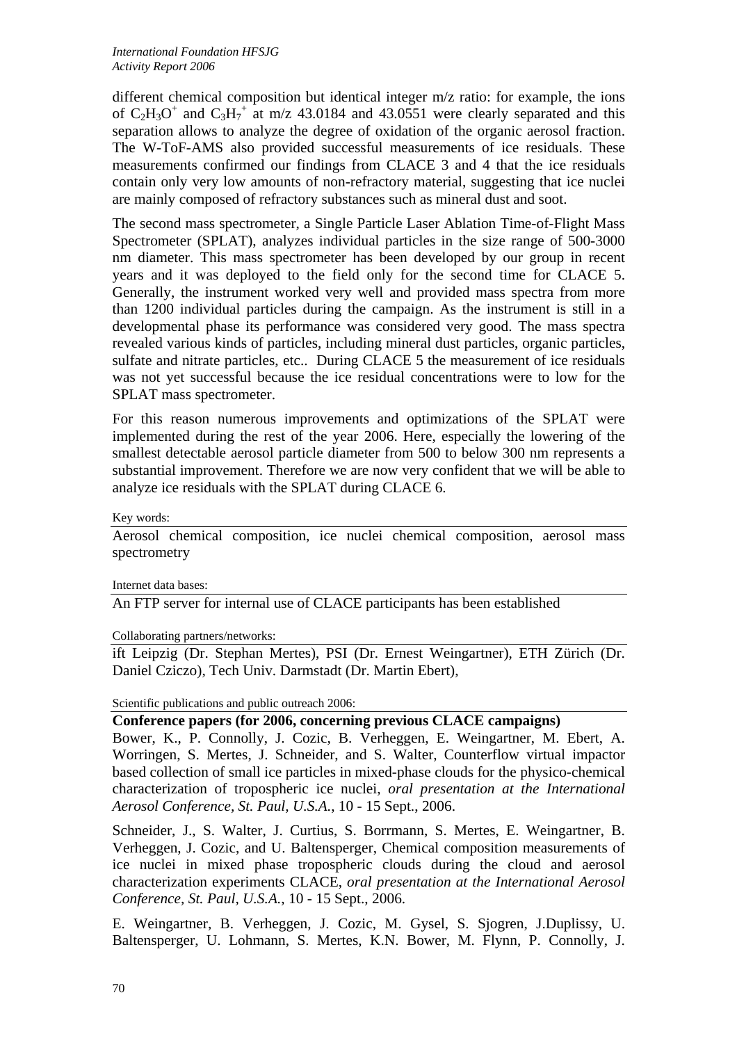different chemical composition but identical integer m/z ratio: for example, the ions of $C_2H_3O^+$ and $C_3H_7^+$ at m/z 43.0184 and 43.0551 were clearly separated and this separation allows to analyze the degree of oxidation of the organic aerosol fraction. The W-ToF-AMS also provided successful measurements of ice residuals. These measurements confirmed our findings from CLACE 3 and 4 that the ice residuals contain only very low amounts of non-refractory material, suggesting that ice nuclei are mainly composed of refractory substances such as mineral dust and soot.

The second mass spectrometer, a Single Particle Laser Ablation Time-of-Flight Mass Spectrometer (SPLAT), analyzes individual particles in the size range of 500-3000 nm diameter. This mass spectrometer has been developed by our group in recent years and it was deployed to the field only for the second time for CLACE 5. Generally, the instrument worked very well and provided mass spectra from more than 1200 individual particles during the campaign. As the instrument is still in a developmental phase its performance was considered very good. The mass spectra revealed various kinds of particles, including mineral dust particles, organic particles, sulfate and nitrate particles, etc.. During CLACE 5 the measurement of ice residuals was not yet successful because the ice residual concentrations were to low for the SPLAT mass spectrometer.

For this reason numerous improvements and optimizations of the SPLAT were implemented during the rest of the year 2006. Here, especially the lowering of the smallest detectable aerosol particle diameter from 500 to below 300 nm represents a substantial improvement. Therefore we are now very confident that we will be able to analyze ice residuals with the SPLAT during CLACE 6.

Key words:

Aerosol chemical composition, ice nuclei chemical composition, aerosol mass spectrometry

Internet data bases:

An FTP server for internal use of CLACE participants has been established

Collaborating partners/networks:

ift Leipzig (Dr. Stephan Mertes), PSI (Dr. Ernest Weingartner), ETH Zürich (Dr. Daniel Cziczo), Tech Univ. Darmstadt (Dr. Martin Ebert),

Scientific publications and public outreach 2006:

**Conference papers (for 2006, concerning previous CLACE campaigns)**

Bower, K., P. Connolly, J. Cozic, B. Verheggen, E. Weingartner, M. Ebert, A. Worringen, S. Mertes, J. Schneider, and S. Walter, Counterflow virtual impactor based collection of small ice particles in mixed-phase clouds for the physico-chemical characterization of tropospheric ice nuclei, *oral presentation at the International Aerosol Conference, St. Paul, U.S.A.*, 10 - 15 Sept., 2006.

Schneider, J., S. Walter, J. Curtius, S. Borrmann, S. Mertes, E. Weingartner, B. Verheggen, J. Cozic, and U. Baltensperger, Chemical composition measurements of ice nuclei in mixed phase tropospheric clouds during the cloud and aerosol characterization experiments CLACE, *oral presentation at the International Aerosol Conference, St. Paul, U.S.A.*, 10 - 15 Sept., 2006.

E. Weingartner, B. Verheggen, J. Cozic, M. Gysel, S. Sjogren, J.Duplissy, U. Baltensperger, U. Lohmann, S. Mertes, K.N. Bower, M. Flynn, P. Connolly, J.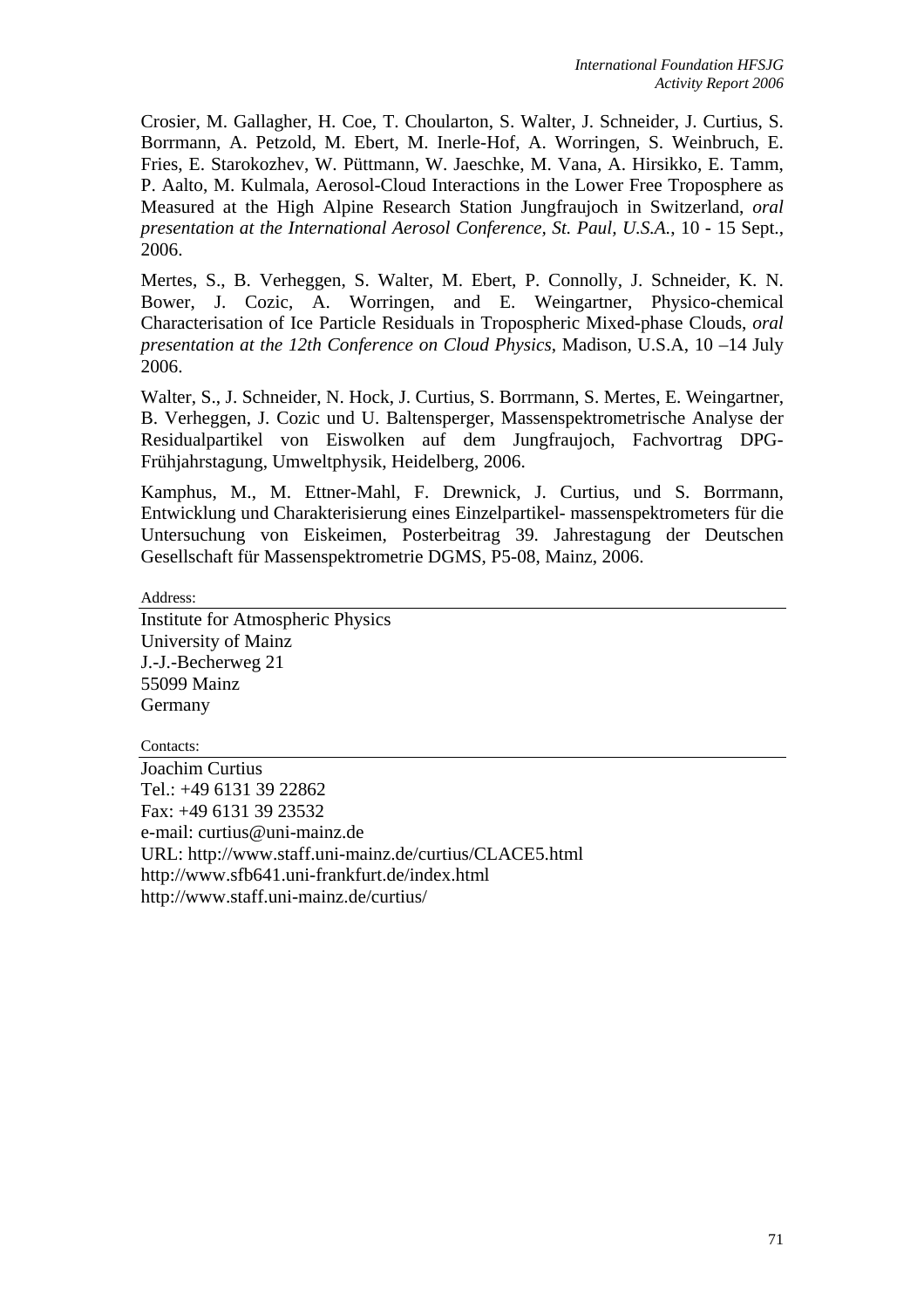Crosier, M. Gallagher, H. Coe, T. Choularton, S. Walter, J. Schneider, J. Curtius, S. Borrmann, A. Petzold, M. Ebert, M. Inerle-Hof, A. Worringen, S. Weinbruch, E. Fries, E. Starokozhev, W. Püttmann, W. Jaeschke, M. Vana, A. Hirsikko, E. Tamm, P. Aalto, M. Kulmala, Aerosol-Cloud Interactions in the Lower Free Troposphere as Measured at the High Alpine Research Station Jungfraujoch in Switzerland, *oral presentation at the International Aerosol Conference, St. Paul, U.S.A.*, 10 - 15 Sept., 2006.

Mertes, S., B. Verheggen, S. Walter, M. Ebert, P. Connolly, J. Schneider, K. N. Bower, J. Cozic, A. Worringen, and E. Weingartner, Physico-chemical Characterisation of Ice Particle Residuals in Tropospheric Mixed-phase Clouds, *oral presentation at the 12th Conference on Cloud Physics*, Madison, U.S.A, 10 –14 July 2006.

Walter, S., J. Schneider, N. Hock, J. Curtius, S. Borrmann, S. Mertes, E. Weingartner, B. Verheggen, J. Cozic und U. Baltensperger, Massenspektrometrische Analyse der Residualpartikel von Eiswolken auf dem Jungfraujoch, Fachvortrag DPG-Frühjahrstagung, Umweltphysik, Heidelberg, 2006.

Kamphus, M., M. Ettner-Mahl, F. Drewnick, J. Curtius, und S. Borrmann, Entwicklung und Charakterisierung eines Einzelpartikel- massenspektrometers für die Untersuchung von Eiskeimen, Posterbeitrag 39. Jahrestagung der Deutschen Gesellschaft für Massenspektrometrie DGMS, P5-08, Mainz, 2006.

Address:

Institute for Atmospheric Physics
University of Mainz
J.-J.-Becherweg 21
55099 Mainz
Germany

Contacts:

Joachim Curtius
Tel.: +49 6131 39 22862
Fax: +49 6131 39 23532
e-mail: curtius@uni-mainz.de
URL: http://www.staff.uni-mainz.de/curtius/CLACE5.html
http://www.sfb641.uni-frankfurt.de/index.html
http://www.staff.uni-mainz.de/curtius/